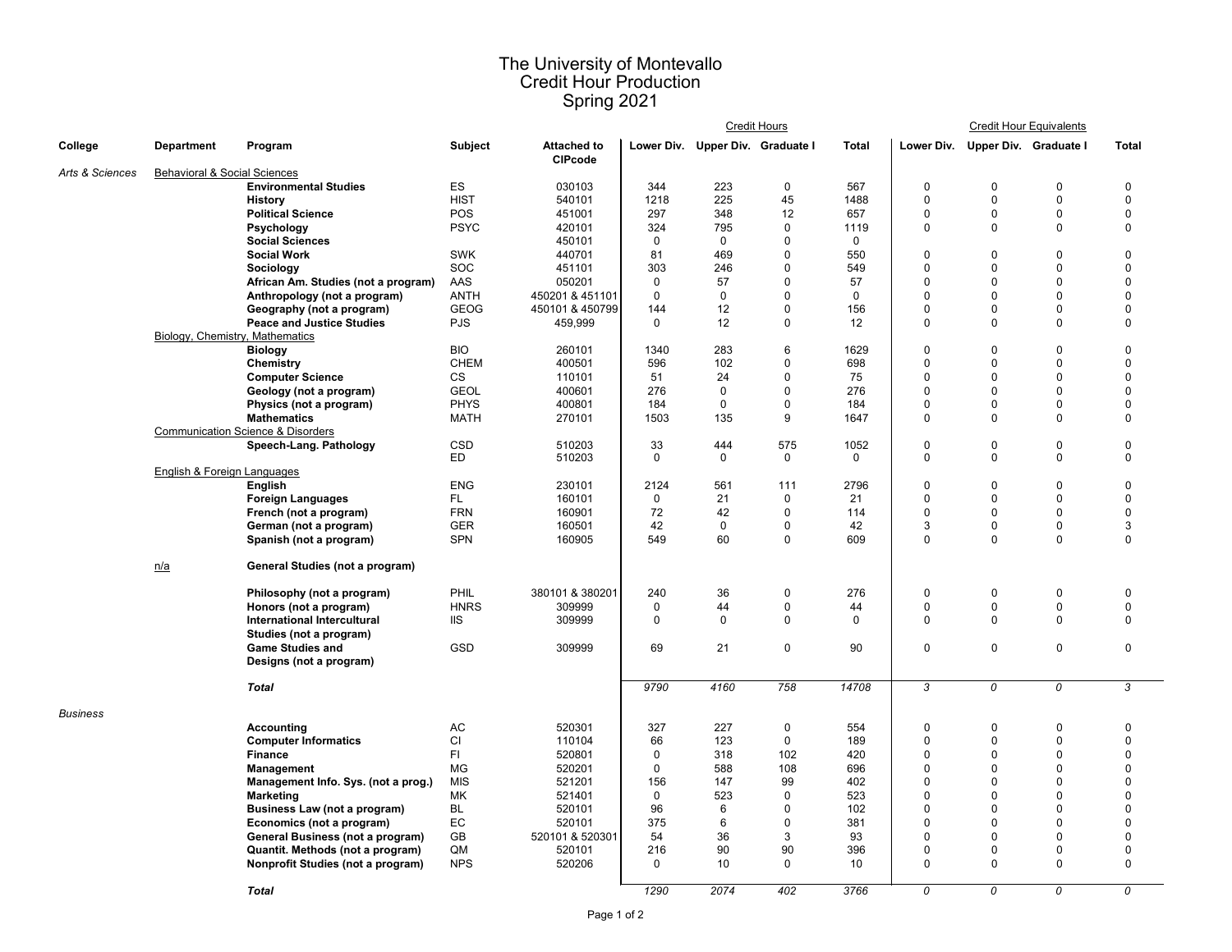# The University of Montevallo
## Credit Hour Production
## Spring 2021

| College | Department | Program | Subject | Attached to CIPcode | Credit Hours: Lower Div. | Credit Hours: Upper Div. | Credit Hours: Graduate I | Credit Hours: Total | Credit Hour Equivalents: Lower Div. | Credit Hour Equivalents: Upper Div. | Credit Hour Equivalents: Graduate I | Credit Hour Equivalents: Total |
|---|---|---|---|---|---|---|---|---|---|---|---|---|
| *Arts & Sciences* | Behavioral & Social Sciences | | | | | | | | | | | |
| | | **Environmental Studies** | ES | 030103 | 344 | 223 | 0 | 567 | 0 | 0 | 0 | 0 |
| | | **History** | HIST | 540101 | 1218 | 225 | 45 | 1488 | 0 | 0 | 0 | 0 |
| | | **Political Science** | POS | 451001 | 297 | 348 | 12 | 657 | 0 | 0 | 0 | 0 |
| | | **Psychology** | PSYC | 420101 | 324 | 795 | 0 | 1119 | 0 | 0 | 0 | 0 |
| | | **Social Sciences** | | 450101 | 0 | 0 | 0 | 0 | | | | |
| | | **Social Work** | SWK | 440701 | 81 | 469 | 0 | 550 | 0 | 0 | 0 | 0 |
| | | **Sociology** | SOC | 451101 | 303 | 246 | 0 | 549 | 0 | 0 | 0 | 0 |
| | | **African Am. Studies (not a program)** | AAS | 050201 | 0 | 57 | 0 | 57 | 0 | 0 | 0 | 0 |
| | | **Anthropology (not a program)** | ANTH | 450201 & 451101 | 0 | 0 | 0 | 0 | 0 | 0 | 0 | 0 |
| | | **Geography (not a program)** | GEOG | 450101 & 450799 | 144 | 12 | 0 | 156 | 0 | 0 | 0 | 0 |
| | | **Peace and Justice Studies** | PJS | 459,999 | 0 | 12 | 0 | 12 | 0 | 0 | 0 | 0 |
| | Biology, Chemistry, Mathematics | | | | | | | | | | | |
| | | **Biology** | BIO | 260101 | 1340 | 283 | 6 | 1629 | 0 | 0 | 0 | 0 |
| | | **Chemistry** | CHEM | 400501 | 596 | 102 | 0 | 698 | 0 | 0 | 0 | 0 |
| | | **Computer Science** | CS | 110101 | 51 | 24 | 0 | 75 | 0 | 0 | 0 | 0 |
| | | **Geology (not a program)** | GEOL | 400601 | 276 | 0 | 0 | 276 | 0 | 0 | 0 | 0 |
| | | **Physics (not a program)** | PHYS | 400801 | 184 | 0 | 0 | 184 | 0 | 0 | 0 | 0 |
| | | **Mathematics** | MATH | 270101 | 1503 | 135 | 9 | 1647 | 0 | 0 | 0 | 0 |
| | Communication Science & Disorders | | | | | | | | | | | |
| | | **Speech-Lang. Pathology** | CSD | 510203 | 33 | 444 | 575 | 1052 | 0 | 0 | 0 | 0 |
| | | | ED | 510203 | 0 | 0 | 0 | 0 | 0 | 0 | 0 | 0 |
| | English & Foreign Languages | | | | | | | | | | | |
| | | **English** | ENG | 230101 | 2124 | 561 | 111 | 2796 | 0 | 0 | 0 | 0 |
| | | **Foreign Languages** | FL | 160101 | 0 | 21 | 0 | 21 | 0 | 0 | 0 | 0 |
| | | **French (not a program)** | FRN | 160901 | 72 | 42 | 0 | 114 | 0 | 0 | 0 | 0 |
| | | **German (not a program)** | GER | 160501 | 42 | 0 | 0 | 42 | 3 | 0 | 0 | 3 |
| | | **Spanish (not a program)** | SPN | 160905 | 549 | 60 | 0 | 609 | 0 | 0 | 0 | 0 |
| | n/a | **General Studies (not a program)** | | | | | | | | | | |
| | | **Philosophy (not a program)** | PHIL | 380101 & 380201 | 240 | 36 | 0 | 276 | 0 | 0 | 0 | 0 |
| | | **Honors (not a program)** | HNRS | 309999 | 0 | 44 | 0 | 44 | 0 | 0 | 0 | 0 |
| | | **International Intercultural Studies (not a program)** | IIS | 309999 | 0 | 0 | 0 | 0 | 0 | 0 | 0 | 0 |
| | | **Game Studies and Designs (not a program)** | GSD | 309999 | 69 | 21 | 0 | 90 | 0 | 0 | 0 | 0 |
| | | ***Total*** | | | *9790* | *4160* | *758* | *14708* | *3* | *0* | *0* | *3* |
| *Business* | | | | | | | | | | | | |
| | | **Accounting** | AC | 520301 | 327 | 227 | 0 | 554 | 0 | 0 | 0 | 0 |
| | | **Computer Informatics** | CI | 110104 | 66 | 123 | 0 | 189 | 0 | 0 | 0 | 0 |
| | | **Finance** | FI | 520801 | 0 | 318 | 102 | 420 | 0 | 0 | 0 | 0 |
| | | **Management** | MG | 520201 | 0 | 588 | 108 | 696 | 0 | 0 | 0 | 0 |
| | | **Management Info. Sys. (not a prog.)** | MIS | 521201 | 156 | 147 | 99 | 402 | 0 | 0 | 0 | 0 |
| | | **Marketing** | MK | 521401 | 0 | 523 | 0 | 523 | 0 | 0 | 0 | 0 |
| | | **Business Law (not a program)** | BL | 520101 | 96 | 6 | 0 | 102 | 0 | 0 | 0 | 0 |
| | | **Economics (not a program)** | EC | 520101 | 375 | 6 | 0 | 381 | 0 | 0 | 0 | 0 |
| | | **General Business (not a program)** | GB | 520101 & 520301 | 54 | 36 | 3 | 93 | 0 | 0 | 0 | 0 |
| | | **Quantit. Methods (not a program)** | QM | 520101 | 216 | 90 | 90 | 396 | 0 | 0 | 0 | 0 |
| | | **Nonprofit Studies (not a program)** | NPS | 520206 | 0 | 10 | 0 | 10 | 0 | 0 | 0 | 0 |
| | | ***Total*** | | | *1290* | *2074* | *402* | *3766* | *0* | *0* | *0* | *0* |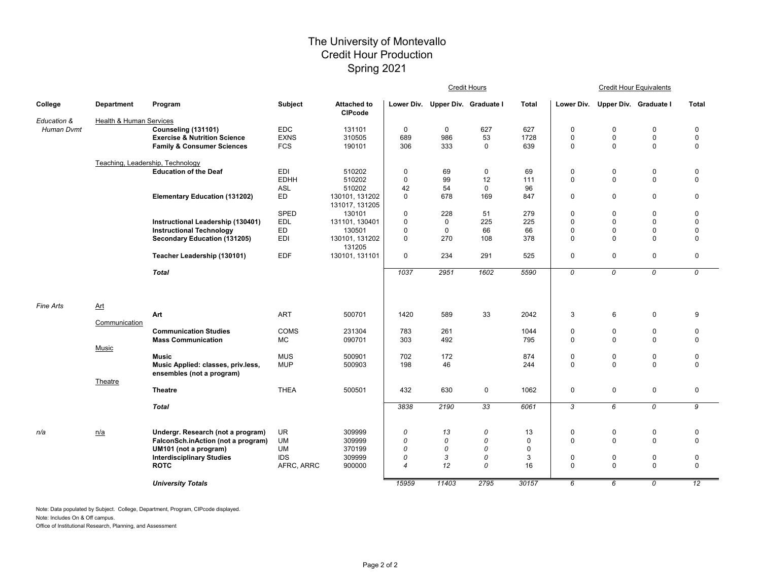# The University of Montevallo
## Credit Hour Production
## Spring 2021

| College | Department | Program | Subject | Attached to CIPcode | Credit Hours | | | | Credit Hour Equivalents | | | |
|---|---|---|---|---|---|---|---|---|---|---|---|---|
| | | | | | Lower Div. | Upper Div. | Graduate I | Total | Lower Div. | Upper Div. | Graduate I | Total |
| *Education & Human Dvmt* | Health & Human Services | | | | | | | | | | | |
| | | **Counseling (131101)** | EDC | 131101 | 0 | 0 | 627 | 627 | 0 | 0 | 0 | 0 |
| | | **Exercise & Nutrition Science** | EXNS | 310505 | 689 | 986 | 53 | 1728 | 0 | 0 | 0 | 0 |
| | | **Family & Consumer Sciences** | FCS | 190101 | 306 | 333 | 0 | 639 | 0 | 0 | 0 | 0 |
| | Teaching, Leadership, Technology | | | | | | | | | | | |
| | | **Education of the Deaf** | EDI | 510202 | 0 | 69 | 0 | 69 | 0 | 0 | 0 | 0 |
| | | | EDHH | 510202 | 0 | 99 | 12 | 111 | 0 | 0 | 0 | 0 |
| | | | ASL | 510202 | 42 | 54 | 0 | 96 | | | | |
| | | **Elementary Education (131202)** | ED | 130101, 131202 131017, 131205 | 0 | 678 | 169 | 847 | 0 | 0 | 0 | 0 |
| | | | SPED | 130101 | 0 | 228 | 51 | 279 | 0 | 0 | 0 | 0 |
| | | **Instructional Leadership (130401)** | EDL | 131101, 130401 | 0 | 0 | 225 | 225 | 0 | 0 | 0 | 0 |
| | | **Instructional Technology** | ED | 130501 | 0 | 0 | 66 | 66 | 0 | 0 | 0 | 0 |
| | | **Secondary Education (131205)** | EDI | 130101, 131202 131205 | 0 | 270 | 108 | 378 | 0 | 0 | 0 | 0 |
| | | **Teacher Leadership (130101)** | EDF | 130101, 131101 | 0 | 234 | 291 | 525 | 0 | 0 | 0 | 0 |
| | | ***Total*** | | | *1037* | *2951* | *1602* | *5590* | *0* | *0* | *0* | *0* |
| *Fine Arts* | Art | | | | | | | | | | | |
| | | **Art** | ART | 500701 | 1420 | 589 | 33 | 2042 | 3 | 6 | 0 | 9 |
| | Communication | | | | | | | | | | | |
| | | **Communication Studies** | COMS | 231304 | 783 | 261 | | 1044 | 0 | 0 | 0 | 0 |
| | | **Mass Communication** | MC | 090701 | 303 | 492 | | 795 | 0 | 0 | 0 | 0 |
| | Music | | | | | | | | | | | |
| | | **Music** | MUS | 500901 | 702 | 172 | | 874 | 0 | 0 | 0 | 0 |
| | | **Music Applied: classes, priv.less, ensembles (not a program)** | MUP | 500903 | 198 | 46 | | 244 | 0 | 0 | 0 | 0 |
| | Theatre | | | | | | | | | | | |
| | | **Theatre** | THEA | 500501 | 432 | 630 | 0 | 1062 | 0 | 0 | 0 | 0 |
| | | ***Total*** | | | *3838* | *2190* | *33* | *6061* | *3* | *6* | *0* | *9* |
| *n/a* | n/a | **Undergr. Research (not a program)** | UR | 309999 | *0* | *13* | *0* | 13 | 0 | 0 | 0 | 0 |
| | | **FalconSch.inAction (not a program)** | UM | 309999 | *0* | *0* | *0* | 0 | 0 | 0 | 0 | 0 |
| | | **UM101 (not a program)** | UM | 370199 | *0* | *0* | *0* | 0 | | | | |
| | | **Interdisciplinary Studies** | IDS | 309999 | *0* | *3* | *0* | 3 | 0 | 0 | 0 | 0 |
| | | **ROTC** | AFRC, ARRC | 900000 | *4* | *12* | *0* | 16 | 0 | 0 | 0 | 0 |
| | | ***University Totals*** | | | *15959* | *11403* | *2795* | *30157* | *6* | *6* | *0* | *12* |

Note: Data populated by Subject. College, Department, Program, CIPcode displayed.

Note: Includes On & Off campus.

Office of Institutional Research, Planning, and Assessment